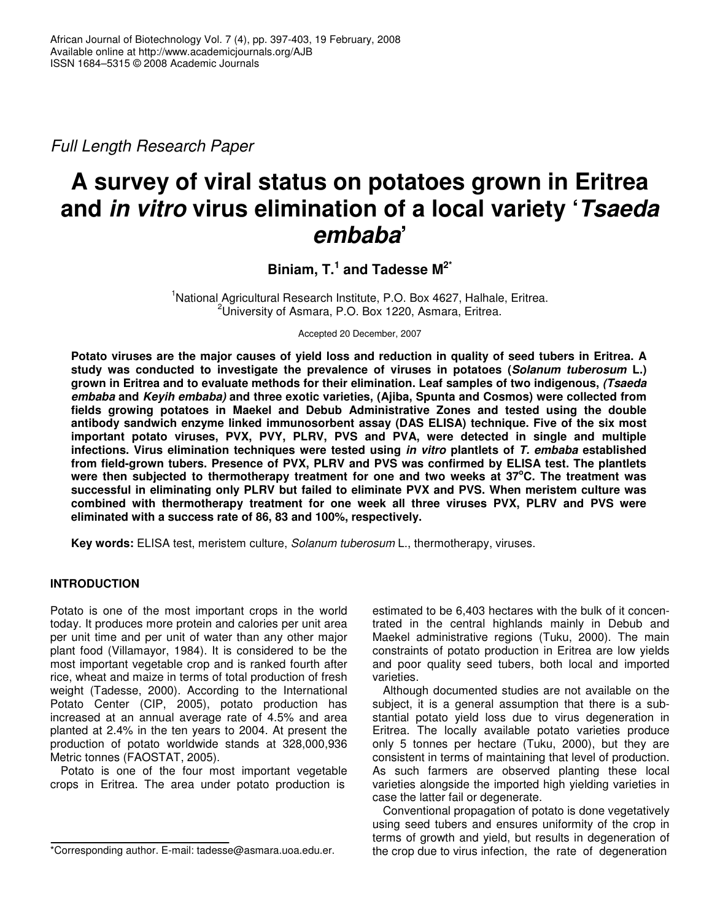Full Length Research Paper

# A survey of viral status on potatoes grown in Eritrea and *in vitro* virus elimination of a local variety '*Tsaeda embaba*'

**Biniam, T.[1] and Tadesse M[2*]**

[1]National Agricultural Research Institute, P.O. Box 4627, Halhale, Eritrea.
[2]University of Asmara, P.O. Box 1220, Asmara, Eritrea.

Accepted 20 December, 2007

**Potato viruses are the major causes of yield loss and reduction in quality of seed tubers in Eritrea. A study was conducted to investigate the prevalence of viruses in potatoes (*Solanum tuberosum* L.) grown in Eritrea and to evaluate methods for their elimination. Leaf samples of two indigenous, *(Tsaeda embaba* and *Keyih embaba)* and three exotic varieties, (Ajiba, Spunta and Cosmos) were collected from fields growing potatoes in Maekel and Debub Administrative Zones and tested using the double antibody sandwich enzyme linked immunosorbent assay (DAS ELISA) technique. Five of the six most important potato viruses, PVX, PVY, PLRV, PVS and PVA, were detected in single and multiple infections. Virus elimination techniques were tested using *in vitro* plantlets of *T. embaba* established from field-grown tubers. Presence of PVX, PLRV and PVS was confirmed by ELISA test. The plantlets were then subjected to thermotherapy treatment for one and two weeks at 37°C. The treatment was successful in eliminating only PLRV but failed to eliminate PVX and PVS. When meristem culture was combined with thermotherapy treatment for one week all three viruses PVX, PLRV and PVS were eliminated with a success rate of 86, 83 and 100%, respectively.**

**Key words:** ELISA test, meristem culture, *Solanum tuberosum* L., thermotherapy, viruses.

## INTRODUCTION

Potato is one of the most important crops in the world today. It produces more protein and calories per unit area per unit time and per unit of water than any other major plant food (Villamayor, 1984). It is considered to be the most important vegetable crop and is ranked fourth after rice, wheat and maize in terms of total production of fresh weight (Tadesse, 2000). According to the International Potato Center (CIP, 2005), potato production has increased at an annual average rate of 4.5% and area planted at 2.4% in the ten years to 2004. At present the production of potato worldwide stands at 328,000,936 Metric tonnes (FAOSTAT, 2005).

Potato is one of the four most important vegetable crops in Eritrea. The area under potato production is estimated to be 6,403 hectares with the bulk of it concentrated in the central highlands mainly in Debub and Maekel administrative regions (Tuku, 2000). The main constraints of potato production in Eritrea are low yields and poor quality seed tubers, both local and imported varieties.

Although documented studies are not available on the subject, it is a general assumption that there is a substantial potato yield loss due to virus degeneration in Eritrea. The locally available potato varieties produce only 5 tonnes per hectare (Tuku, 2000), but they are consistent in terms of maintaining that level of production. As such farmers are observed planting these local varieties alongside the imported high yielding varieties in case the latter fail or degenerate.

Conventional propagation of potato is done vegetatively using seed tubers and ensures uniformity of the crop in terms of growth and yield, but results in degeneration of the crop due to virus infection, the rate of degeneration

*Corresponding author. E-mail: tadesse@asmara.uoa.edu.er.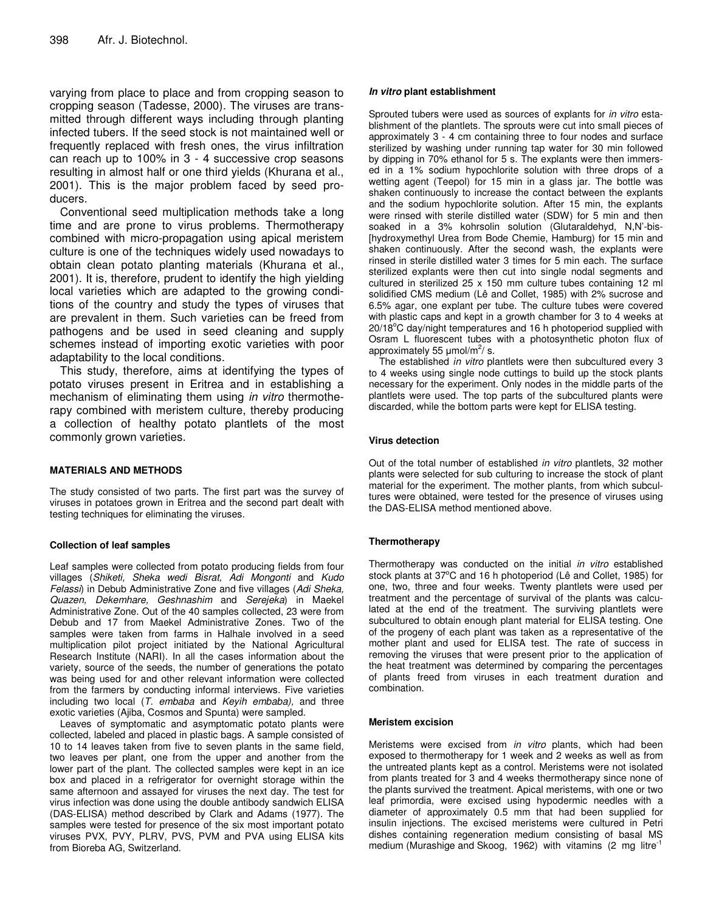varying from place to place and from cropping season to cropping season (Tadesse, 2000). The viruses are transmitted through different ways including through planting infected tubers. If the seed stock is not maintained well or frequently replaced with fresh ones, the virus infiltration can reach up to 100% in 3 - 4 successive crop seasons resulting in almost half or one third yields (Khurana et al., 2001). This is the major problem faced by seed producers.

Conventional seed multiplication methods take a long time and are prone to virus problems. Thermotherapy combined with micro-propagation using apical meristem culture is one of the techniques widely used nowadays to obtain clean potato planting materials (Khurana et al., 2001). It is, therefore, prudent to identify the high yielding local varieties which are adapted to the growing conditions of the country and study the types of viruses that are prevalent in them. Such varieties can be freed from pathogens and be used in seed cleaning and supply schemes instead of importing exotic varieties with poor adaptability to the local conditions.

This study, therefore, aims at identifying the types of potato viruses present in Eritrea and in establishing a mechanism of eliminating them using *in vitro* thermotherapy combined with meristem culture, thereby producing a collection of healthy potato plantlets of the most commonly grown varieties.

## MATERIALS AND METHODS

The study consisted of two parts. The first part was the survey of viruses in potatoes grown in Eritrea and the second part dealt with testing techniques for eliminating the viruses.

### Collection of leaf samples

Leaf samples were collected from potato producing fields from four villages (*Shiketi, Sheka wedi Bisrat, Adi Mongonti* and *Kudo Felassi*) in Debub Administrative Zone and five villages (*Adi Sheka, Quazen, Dekemhare, Geshnashim* and *Serejeka*) in Maekel Administrative Zone. Out of the 40 samples collected, 23 were from Debub and 17 from Maekel Administrative Zones. Two of the samples were taken from farms in Halhale involved in a seed multiplication pilot project initiated by the National Agricultural Research Institute (NARI). In all the cases information about the variety, source of the seeds, the number of generations the potato was being used for and other relevant information were collected from the farmers by conducting informal interviews. Five varieties including two local (*T. embaba* and *Keyih embaba),* and three exotic varieties (Ajiba, Cosmos and Spunta) were sampled.

Leaves of symptomatic and asymptomatic potato plants were collected, labeled and placed in plastic bags. A sample consisted of 10 to 14 leaves taken from five to seven plants in the same field, two leaves per plant, one from the upper and another from the lower part of the plant. The collected samples were kept in an ice box and placed in a refrigerator for overnight storage within the same afternoon and assayed for viruses the next day. The test for virus infection was done using the double antibody sandwich ELISA (DAS-ELISA) method described by Clark and Adams (1977). The samples were tested for presence of the six most important potato viruses PVX, PVY, PLRV, PVS, PVM and PVA using ELISA kits from Bioreba AG, Switzerland.

### *In vitro* plant establishment

Sprouted tubers were used as sources of explants for *in vitro* establishment of the plantlets. The sprouts were cut into small pieces of approximately 3 - 4 cm containing three to four nodes and surface sterilized by washing under running tap water for 30 min followed by dipping in 70% ethanol for 5 s. The explants were then immersed in a 1% sodium hypochlorite solution with three drops of a wetting agent (Teepol) for 15 min in a glass jar. The bottle was shaken continuously to increase the contact between the explants and the sodium hypochlorite solution. After 15 min, the explants were rinsed with sterile distilled water (SDW) for 5 min and then soaked in a 3% kohrsolin solution (Glutaraldehyd, N,N'-bis-[hydroxymethyl Urea from Bode Chemie, Hamburg) for 15 min and shaken continuously. After the second wash, the explants were rinsed in sterile distilled water 3 times for 5 min each. The surface sterilized explants were then cut into single nodal segments and cultured in sterilized 25 x 150 mm culture tubes containing 12 ml solidified CMS medium (Lê and Collet, 1985) with 2% sucrose and 6.5% agar, one explant per tube. The culture tubes were covered with plastic caps and kept in a growth chamber for 3 to 4 weeks at 20/18°C day/night temperatures and 16 h photoperiod supplied with Osram L fluorescent tubes with a photosynthetic photon flux of approximately 55 µmol/m$^2$/ s.

The established *in vitro* plantlets were then subcultured every 3 to 4 weeks using single node cuttings to build up the stock plants necessary for the experiment. Only nodes in the middle parts of the plantlets were used. The top parts of the subcultured plants were discarded, while the bottom parts were kept for ELISA testing.

### Virus detection

Out of the total number of established *in vitro* plantlets, 32 mother plants were selected for sub culturing to increase the stock of plant material for the experiment. The mother plants, from which subcultures were obtained, were tested for the presence of viruses using the DAS-ELISA method mentioned above.

### Thermotherapy

Thermotherapy was conducted on the initial *in vitro* established stock plants at 37°C and 16 h photoperiod (Lê and Collet, 1985) for one, two, three and four weeks. Twenty plantlets were used per treatment and the percentage of survival of the plants was calculated at the end of the treatment. The surviving plantlets were subcultured to obtain enough plant material for ELISA testing. One of the progeny of each plant was taken as a representative of the mother plant and used for ELISA test. The rate of success in removing the viruses that were present prior to the application of the heat treatment was determined by comparing the percentages of plants freed from viruses in each treatment duration and combination.

### Meristem excision

Meristems were excised from *in vitro* plants, which had been exposed to thermotherapy for 1 week and 2 weeks as well as from the untreated plants kept as a control. Meristems were not isolated from plants treated for 3 and 4 weeks thermotherapy since none of the plants survived the treatment. Apical meristems, with one or two leaf primordia, were excised using hypodermic needles with a diameter of approximately 0.5 mm that had been supplied for insulin injections. The excised meristems were cultured in Petri dishes containing regeneration medium consisting of basal MS medium (Murashige and Skoog, 1962) with vitamins (2 mg litre$^{-1}$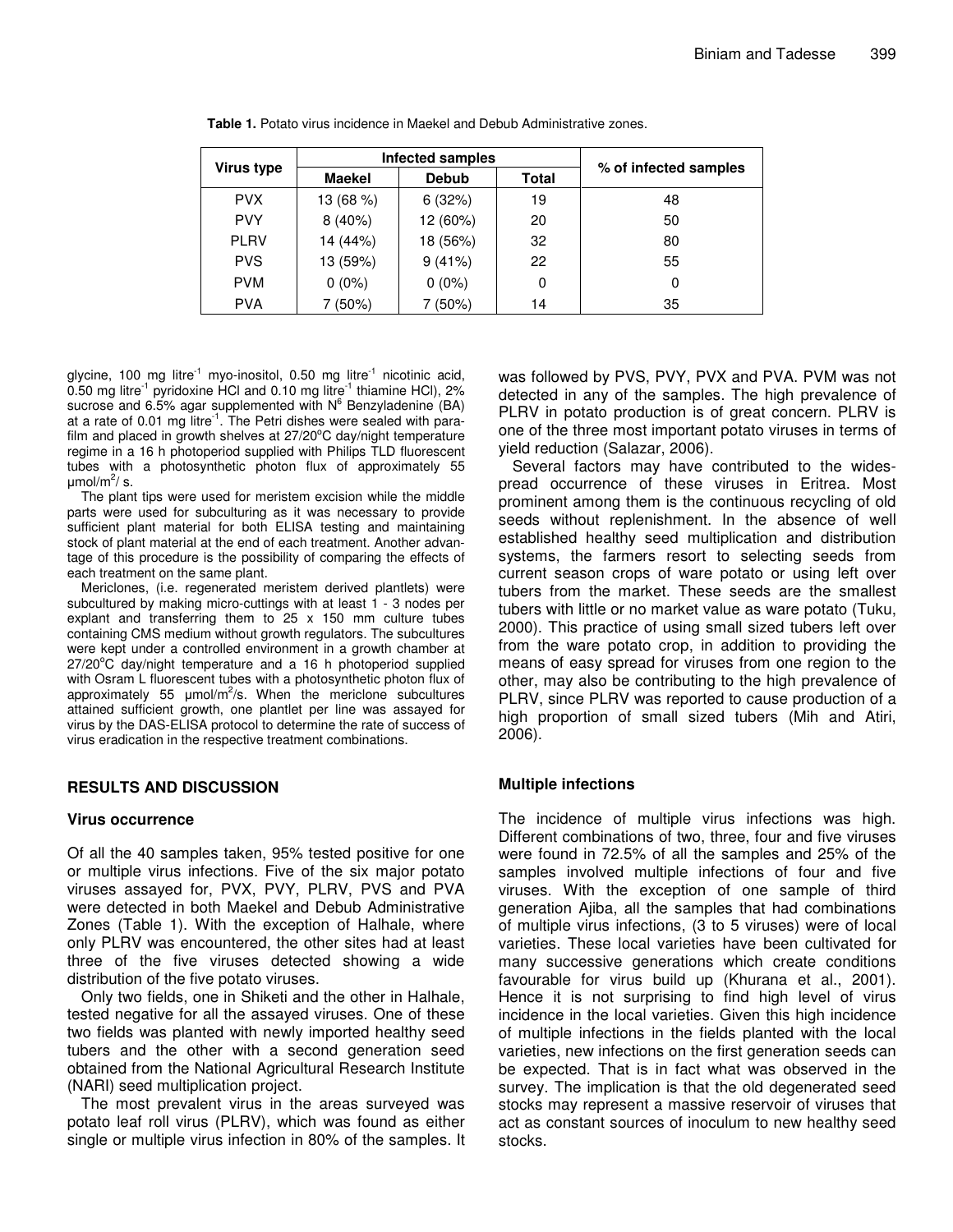**Table 1.** Potato virus incidence in Maekel and Debub Administrative zones.

| Virus type | Infected samples | | | % of infected samples |
|---|---|---|---|---|
| | Maekel | Debub | Total | |
| PVX | 13 (68 %) | 6 (32%) | 19 | 48 |
| PVY | 8 (40%) | 12 (60%) | 20 | 50 |
| PLRV | 14 (44%) | 18 (56%) | 32 | 80 |
| PVS | 13 (59%) | 9 (41%) | 22 | 55 |
| PVM | 0 (0%) | 0 (0%) | 0 | 0 |
| PVA | 7 (50%) | 7 (50%) | 14 | 35 |

glycine, 100 mg litre$^{-1}$ myo-inositol, 0.50 mg litre$^{-1}$ nicotinic acid, 0.50 mg litre$^{-1}$ pyridoxine HCl and 0.10 mg litre$^{-1}$ thiamine HCl), 2% sucrose and 6.5% agar supplemented with $N^6$ Benzyladenine (BA) at a rate of 0.01 mg litre$^{-1}$. The Petri dishes were sealed with parafilm and placed in growth shelves at 27/20°C day/night temperature regime in a 16 h photoperiod supplied with Philips TLD fluorescent tubes with a photosynthetic photon flux of approximately 55 µmol/m$^2$/ s.

The plant tips were used for meristem excision while the middle parts were used for subculturing as it was necessary to provide sufficient plant material for both ELISA testing and maintaining stock of plant material at the end of each treatment. Another advantage of this procedure is the possibility of comparing the effects of each treatment on the same plant.

Mericlones, (i.e. regenerated meristem derived plantlets) were subcultured by making micro-cuttings with at least 1 - 3 nodes per explant and transferring them to 25 x 150 mm culture tubes containing CMS medium without growth regulators. The subcultures were kept under a controlled environment in a growth chamber at 27/20°C day/night temperature and a 16 h photoperiod supplied with Osram L fluorescent tubes with a photosynthetic photon flux of approximately 55 µmol/m$^2$/s. When the mericlone subcultures attained sufficient growth, one plantlet per line was assayed for virus by the DAS-ELISA protocol to determine the rate of success of virus eradication in the respective treatment combinations.

## RESULTS AND DISCUSSION

### Virus occurrence

Of all the 40 samples taken, 95% tested positive for one or multiple virus infections. Five of the six major potato viruses assayed for, PVX, PVY, PLRV, PVS and PVA were detected in both Maekel and Debub Administrative Zones (Table 1). With the exception of Halhale, where only PLRV was encountered, the other sites had at least three of the five viruses detected showing a wide distribution of the five potato viruses.

Only two fields, one in Shiketi and the other in Halhale, tested negative for all the assayed viruses. One of these two fields was planted with newly imported healthy seed tubers and the other with a second generation seed obtained from the National Agricultural Research Institute (NARI) seed multiplication project.

The most prevalent virus in the areas surveyed was potato leaf roll virus (PLRV), which was found as either single or multiple virus infection in 80% of the samples. It was followed by PVS, PVY, PVX and PVA. PVM was not detected in any of the samples. The high prevalence of PLRV in potato production is of great concern. PLRV is one of the three most important potato viruses in terms of yield reduction (Salazar, 2006).

Several factors may have contributed to the widespread occurrence of these viruses in Eritrea. Most prominent among them is the continuous recycling of old seeds without replenishment. In the absence of well established healthy seed multiplication and distribution systems, the farmers resort to selecting seeds from current season crops of ware potato or using left over tubers from the market. These seeds are the smallest tubers with little or no market value as ware potato (Tuku, 2000). This practice of using small sized tubers left over from the ware potato crop, in addition to providing the means of easy spread for viruses from one region to the other, may also be contributing to the high prevalence of PLRV, since PLRV was reported to cause production of a high proportion of small sized tubers (Mih and Atiri, 2006).

### Multiple infections

The incidence of multiple virus infections was high. Different combinations of two, three, four and five viruses were found in 72.5% of all the samples and 25% of the samples involved multiple infections of four and five viruses. With the exception of one sample of third generation Ajiba, all the samples that had combinations of multiple virus infections, (3 to 5 viruses) were of local varieties. These local varieties have been cultivated for many successive generations which create conditions favourable for virus build up (Khurana et al., 2001). Hence it is not surprising to find high level of virus incidence in the local varieties. Given this high incidence of multiple infections in the fields planted with the local varieties, new infections on the first generation seeds can be expected. That is in fact what was observed in the survey. The implication is that the old degenerated seed stocks may represent a massive reservoir of viruses that act as constant sources of inoculum to new healthy seed stocks.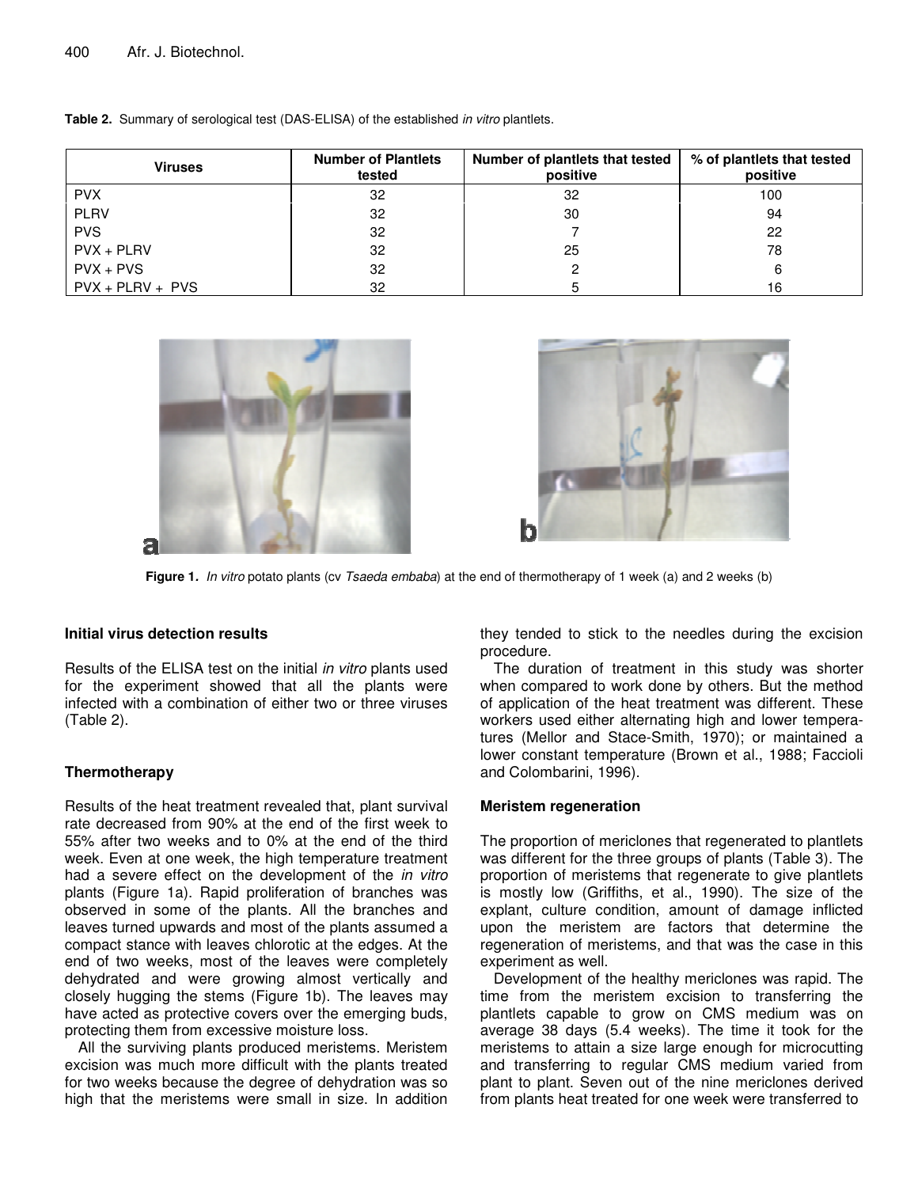**Table 2.** Summary of serological test (DAS-ELISA) of the established *in vitro* plantlets.

| Viruses | Number of Plantlets tested | Number of plantlets that tested positive | % of plantlets that tested positive |
|---|---|---|---|
| PVX | 32 | 32 | 100 |
| PLRV | 32 | 30 | 94 |
| PVS | 32 | 7 | 22 |
| PVX + PLRV | 32 | 25 | 78 |
| PVX + PVS | 32 | 2 | 6 |
| PVX + PLRV + PVS | 32 | 5 | 16 |

**Figure 1.** *In vitro* potato plants (cv *Tsaeda embaba*) at the end of thermotherapy of 1 week (a) and 2 weeks (b)

### Initial virus detection results

Results of the ELISA test on the initial *in vitro* plants used for the experiment showed that all the plants were infected with a combination of either two or three viruses (Table 2).

### Thermotherapy

Results of the heat treatment revealed that, plant survival rate decreased from 90% at the end of the first week to 55% after two weeks and to 0% at the end of the third week. Even at one week, the high temperature treatment had a severe effect on the development of the *in vitro* plants (Figure 1a). Rapid proliferation of branches was observed in some of the plants. All the branches and leaves turned upwards and most of the plants assumed a compact stance with leaves chlorotic at the edges. At the end of two weeks, most of the leaves were completely dehydrated and were growing almost vertically and closely hugging the stems (Figure 1b). The leaves may have acted as protective covers over the emerging buds, protecting them from excessive moisture loss.

All the surviving plants produced meristems. Meristem excision was much more difficult with the plants treated for two weeks because the degree of dehydration was so high that the meristems were small in size. In addition they tended to stick to the needles during the excision procedure.

The duration of treatment in this study was shorter when compared to work done by others. But the method of application of the heat treatment was different. These workers used either alternating high and lower temperatures (Mellor and Stace-Smith, 1970); or maintained a lower constant temperature (Brown et al., 1988; Faccioli and Colombarini, 1996).

### Meristem regeneration

The proportion of mericlones that regenerated to plantlets was different for the three groups of plants (Table 3). The proportion of meristems that regenerate to give plantlets is mostly low (Griffiths, et al., 1990). The size of the explant, culture condition, amount of damage inflicted upon the meristem are factors that determine the regeneration of meristems, and that was the case in this experiment as well.

Development of the healthy mericlones was rapid. The time from the meristem excision to transferring the plantlets capable to grow on CMS medium was on average 38 days (5.4 weeks). The time it took for the meristems to attain a size large enough for microcutting and transferring to regular CMS medium varied from plant to plant. Seven out of the nine mericlones derived from plants heat treated for one week were transferred to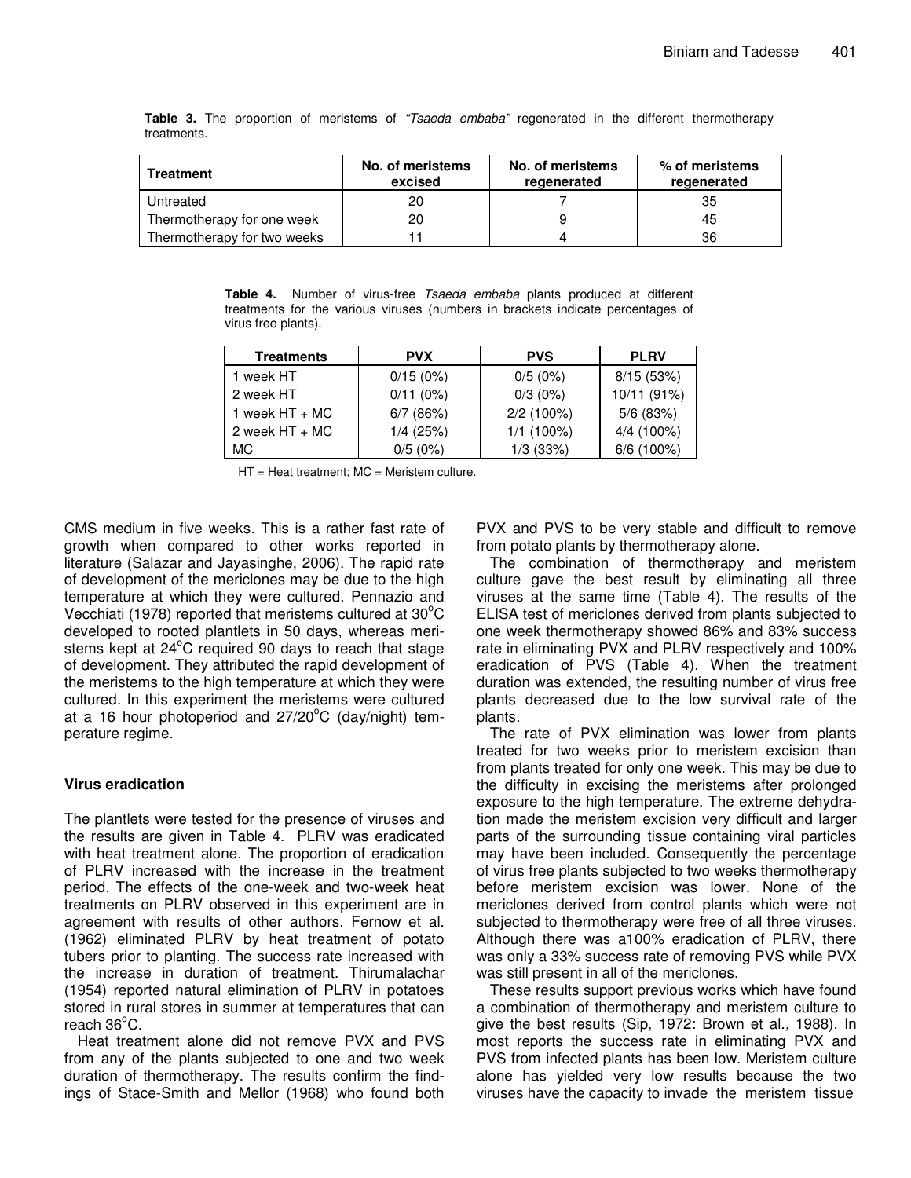**Table 3.** The proportion of meristems of *"Tsaeda embaba"* regenerated in the different thermotherapy treatments.

| Treatment | No. of meristems excised | No. of meristems regenerated | % of meristems regenerated |
|---|---|---|---|
| Untreated | 20 | 7 | 35 |
| Thermotherapy for one week | 20 | 9 | 45 |
| Thermotherapy for two weeks | 11 | 4 | 36 |

**Table 4.** Number of virus-free *Tsaeda embaba* plants produced at different treatments for the various viruses (numbers in brackets indicate percentages of virus free plants).

| Treatments | PVX | PVS | PLRV |
|---|---|---|---|
| 1 week HT | 0/15 (0%) | 0/5 (0%) | 8/15 (53%) |
| 2 week HT | 0/11 (0%) | 0/3 (0%) | 10/11 (91%) |
| 1 week HT + MC | 6/7 (86%) | 2/2 (100%) | 5/6 (83%) |
| 2 week HT + MC | 1/4 (25%) | 1/1 (100%) | 4/4 (100%) |
| MC | 0/5 (0%) | 1/3 (33%) | 6/6 (100%) |

HT = Heat treatment; MC = Meristem culture.

CMS medium in five weeks. This is a rather fast rate of growth when compared to other works reported in literature (Salazar and Jayasinghe, 2006). The rapid rate of development of the mericlones may be due to the high temperature at which they were cultured. Pennazio and Vecchiati (1978) reported that meristems cultured at 30°C developed to rooted plantlets in 50 days, whereas meristems kept at 24°C required 90 days to reach that stage of development. They attributed the rapid development of the meristems to the high temperature at which they were cultured. In this experiment the meristems were cultured at a 16 hour photoperiod and 27/20°C (day/night) temperature regime.

## Virus eradication

The plantlets were tested for the presence of viruses and the results are given in Table 4. PLRV was eradicated with heat treatment alone. The proportion of eradication of PLRV increased with the increase in the treatment period. The effects of the one-week and two-week heat treatments on PLRV observed in this experiment are in agreement with results of other authors. Fernow et al. (1962) eliminated PLRV by heat treatment of potato tubers prior to planting. The success rate increased with the increase in duration of treatment. Thirumalachar (1954) reported natural elimination of PLRV in potatoes stored in rural stores in summer at temperatures that can reach 36°C.

Heat treatment alone did not remove PVX and PVS from any of the plants subjected to one and two week duration of thermotherapy. The results confirm the findings of Stace-Smith and Mellor (1968) who found both PVX and PVS to be very stable and difficult to remove from potato plants by thermotherapy alone.

The combination of thermotherapy and meristem culture gave the best result by eliminating all three viruses at the same time (Table 4). The results of the ELISA test of mericlones derived from plants subjected to one week thermotherapy showed 86% and 83% success rate in eliminating PVX and PLRV respectively and 100% eradication of PVS (Table 4). When the treatment duration was extended, the resulting number of virus free plants decreased due to the low survival rate of the plants.

The rate of PVX elimination was lower from plants treated for two weeks prior to meristem excision than from plants treated for only one week. This may be due to the difficulty in excising the meristems after prolonged exposure to the high temperature. The extreme dehydration made the meristem excision very difficult and larger parts of the surrounding tissue containing viral particles may have been included. Consequently the percentage of virus free plants subjected to two weeks thermotherapy before meristem excision was lower. None of the mericlones derived from control plants which were not subjected to thermotherapy were free of all three viruses. Although there was a100% eradication of PLRV, there was only a 33% success rate of removing PVS while PVX was still present in all of the mericlones.

These results support previous works which have found a combination of thermotherapy and meristem culture to give the best results (Sip, 1972: Brown et al., 1988). In most reports the success rate in eliminating PVX and PVS from infected plants has been low. Meristem culture alone has yielded very low results because the two viruses have the capacity to invade the meristem tissue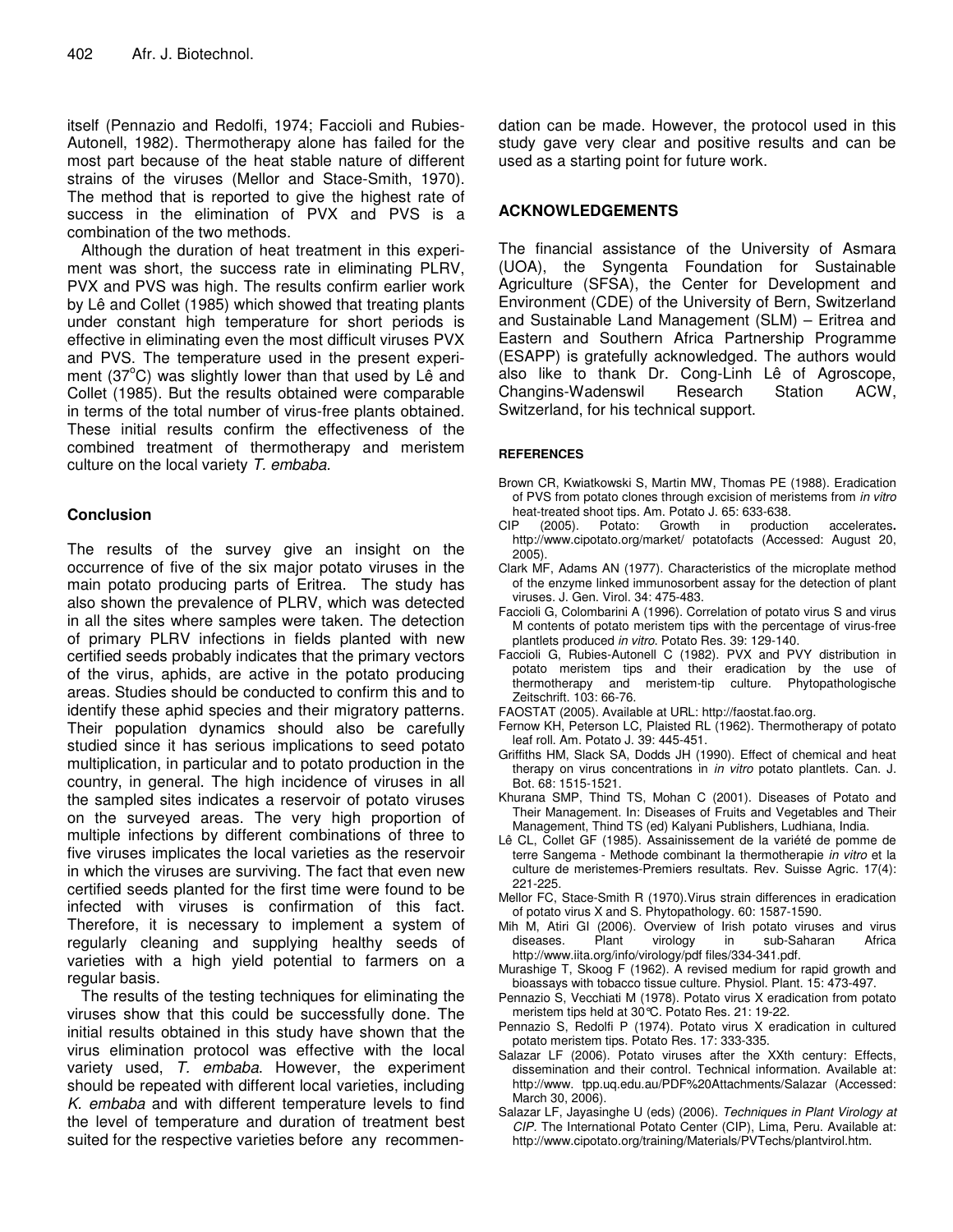itself (Pennazio and Redolfi, 1974; Faccioli and Rubies-Autonell, 1982). Thermotherapy alone has failed for the most part because of the heat stable nature of different strains of the viruses (Mellor and Stace-Smith, 1970). The method that is reported to give the highest rate of success in the elimination of PVX and PVS is a combination of the two methods.

Although the duration of heat treatment in this experiment was short, the success rate in eliminating PLRV, PVX and PVS was high. The results confirm earlier work by Lê and Collet (1985) which showed that treating plants under constant high temperature for short periods is effective in eliminating even the most difficult viruses PVX and PVS. The temperature used in the present experiment (37°C) was slightly lower than that used by Lê and Collet (1985). But the results obtained were comparable in terms of the total number of virus-free plants obtained. These initial results confirm the effectiveness of the combined treatment of thermotherapy and meristem culture on the local variety *T. embaba.*

## Conclusion

The results of the survey give an insight on the occurrence of five of the six major potato viruses in the main potato producing parts of Eritrea. The study has also shown the prevalence of PLRV, which was detected in all the sites where samples were taken. The detection of primary PLRV infections in fields planted with new certified seeds probably indicates that the primary vectors of the virus, aphids, are active in the potato producing areas. Studies should be conducted to confirm this and to identify these aphid species and their migratory patterns. Their population dynamics should also be carefully studied since it has serious implications to seed potato multiplication, in particular and to potato production in the country, in general. The high incidence of viruses in all the sampled sites indicates a reservoir of potato viruses on the surveyed areas. The very high proportion of multiple infections by different combinations of three to five viruses implicates the local varieties as the reservoir in which the viruses are surviving. The fact that even new certified seeds planted for the first time were found to be infected with viruses is confirmation of this fact. Therefore, it is necessary to implement a system of regularly cleaning and supplying healthy seeds of varieties with a high yield potential to farmers on a regular basis.

The results of the testing techniques for eliminating the viruses show that this could be successfully done. The initial results obtained in this study have shown that the virus elimination protocol was effective with the local variety used, *T. embaba*. However, the experiment should be repeated with different local varieties, including *K. embaba* and with different temperature levels to find the level of temperature and duration of treatment best suited for the respective varieties before any recommendation can be made. However, the protocol used in this study gave very clear and positive results and can be used as a starting point for future work.

## ACKNOWLEDGEMENTS

The financial assistance of the University of Asmara (UOA), the Syngenta Foundation for Sustainable Agriculture (SFSA), the Center for Development and Environment (CDE) of the University of Bern, Switzerland and Sustainable Land Management (SLM) – Eritrea and Eastern and Southern Africa Partnership Programme (ESAPP) is gratefully acknowledged. The authors would also like to thank Dr. Cong-Linh Lê of Agroscope, Changins-Wadenswil Research Station ACW, Switzerland, for his technical support.

## REFERENCES

Brown CR, Kwiatkowski S, Martin MW, Thomas PE (1988). Eradication of PVS from potato clones through excision of meristems from *in vitro* heat-treated shoot tips. Am. Potato J. 65: 633-638.

CIP (2005). Potato: Growth in production accelerates**.** http://www.cipotato.org/market/ potatofacts (Accessed: August 20, 2005).

Clark MF, Adams AN (1977). Characteristics of the microplate method of the enzyme linked immunosorbent assay for the detection of plant viruses. J. Gen. Virol. 34: 475-483.

Faccioli G, Colombarini A (1996). Correlation of potato virus S and virus M contents of potato meristem tips with the percentage of virus-free plantlets produced *in vitro*. Potato Res. 39: 129-140.

Faccioli G, Rubies-Autonell C (1982). PVX and PVY distribution in potato meristem tips and their eradication by the use of thermotherapy and meristem-tip culture. Phytopathologische Zeitschrift. 103: 66-76.

FAOSTAT (2005). Available at URL: http://faostat.fao.org.

Fernow KH, Peterson LC, Plaisted RL (1962). Thermotherapy of potato leaf roll. Am. Potato J. 39: 445-451.

Griffiths HM, Slack SA, Dodds JH (1990). Effect of chemical and heat therapy on virus concentrations in *in vitro* potato plantlets. Can. J. Bot. 68: 1515-1521.

Khurana SMP, Thind TS, Mohan C (2001). Diseases of Potato and Their Management. In: Diseases of Fruits and Vegetables and Their Management, Thind TS (ed) Kalyani Publishers, Ludhiana, India.

Lê CL, Collet GF (1985). Assainissement de la variété de pomme de terre Sangema - Methode combinant la thermotherapie *in vitro* et la culture de meristemes-Premiers resultats. Rev. Suisse Agric. 17(4): 221-225.

Mellor FC, Stace-Smith R (1970).Virus strain differences in eradication of potato virus X and S. Phytopathology. 60: 1587-1590.

Mih M, Atiri GI (2006). Overview of Irish potato viruses and virus diseases. Plant virology in sub-Saharan Africa http://www.iita.org/info/virology/pdf files/334-341.pdf.

Murashige T, Skoog F (1962). A revised medium for rapid growth and bioassays with tobacco tissue culture. Physiol. Plant. 15: 473-497.

Pennazio S, Vecchiati M (1978). Potato virus X eradication from potato meristem tips held at 30°C. Potato Res. 21: 19-22.

Pennazio S, Redolfi P (1974). Potato virus X eradication in cultured potato meristem tips. Potato Res. 17: 333-335.

Salazar LF (2006). Potato viruses after the XXth century: Effects, dissemination and their control. Technical information. Available at: http://www. tpp.uq.edu.au/PDF%20Attachments/Salazar (Accessed: March 30, 2006).

Salazar LF, Jayasinghe U (eds) (2006). *Techniques in Plant Virology at CIP.* The International Potato Center (CIP), Lima, Peru. Available at: http://www.cipotato.org/training/Materials/PVTechs/plantvirol.htm.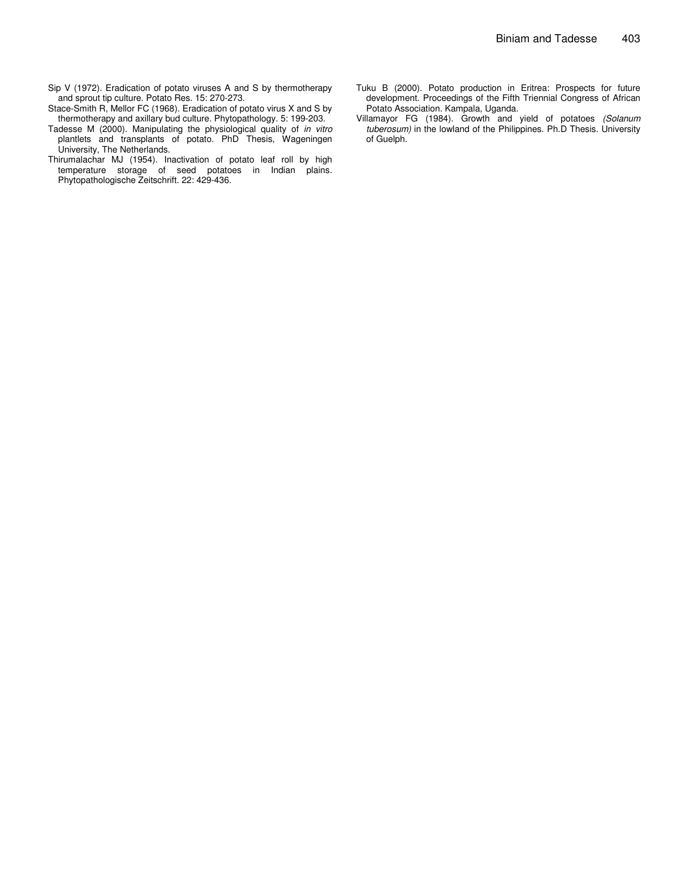Sip V (1972). Eradication of potato viruses A and S by thermotherapy and sprout tip culture. Potato Res. 15: 270-273.

Stace-Smith R, Mellor FC (1968). Eradication of potato virus X and S by thermotherapy and axillary bud culture. Phytopathology. 5: 199-203.

Tadesse M (2000). Manipulating the physiological quality of *in vitro* plantlets and transplants of potato. PhD Thesis, Wageningen University, The Netherlands.

Thirumalachar MJ (1954). Inactivation of potato leaf roll by high temperature storage of seed potatoes in Indian plains. Phytopathologische Zeitschrift. 22: 429-436.

Tuku B (2000). Potato production in Eritrea: Prospects for future development. Proceedings of the Fifth Triennial Congress of African Potato Association. Kampala, Uganda.

Villamayor FG (1984). Growth and yield of potatoes *(Solanum tuberosum)* in the lowland of the Philippines. Ph.D Thesis. University of Guelph.